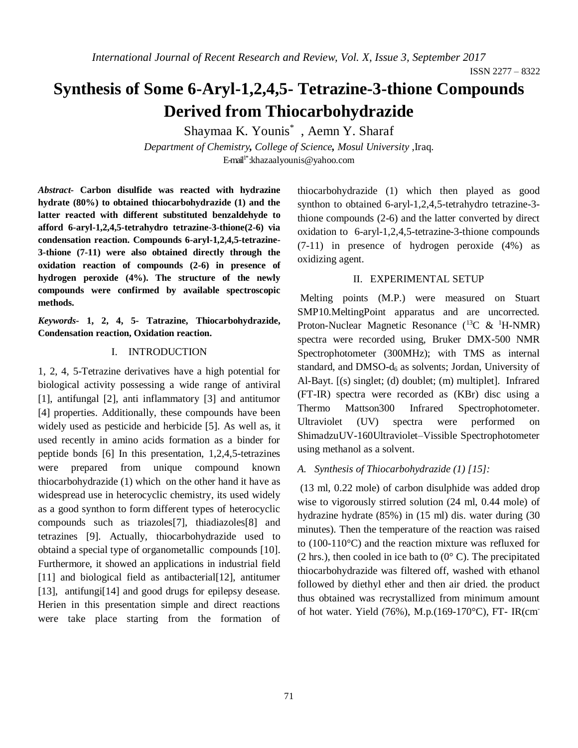# Synthesis of Some 6-Aryl-1,2,4,5- Tetrazine-3-thione Compounds Derived from Thiocarbohydrazide

Shaymaa K. Younis*, Aemn Y. Sharaf

*Department of Chemistry, College of Science, Mosul University*, Iraq.

E-mail[1*]:khazaalyounis@yahoo.com

***Abstract*-** **Carbon disulfide was reacted with hydrazine hydrate (80%) to obtained thiocarbohydrazide (1) and the latter reacted with different substituted benzaldehyde to afford 6-aryl-1,2,4,5-tetrahydro tetrazine-3-thione(2-6) via condensation reaction. Compounds 6-aryl-1,2,4,5-tetrazine-3-thione (7-11) were also obtained directly through the oxidation reaction of compounds (2-6) in presence of hydrogen peroxide (4%). The structure of the newly compounds were confirmed by available spectroscopic methods.**

***Keywords*-** **1, 2, 4, 5- Tatrazine, Thiocarbohydrazide, Condensation reaction, Oxidation reaction.**

## I. INTRODUCTION

1, 2, 4, 5-Tetrazine derivatives have a high potential for biological activity possessing a wide range of antiviral [1], antifungal [2], anti inflammatory [3] and antitumor [4] properties. Additionally, these compounds have been widely used as pesticide and herbicide [5]. As well as, it used recently in amino acids formation as a binder for peptide bonds [6] In this presentation, 1,2,4,5-tetrazines were prepared from unique compound known thiocarbohydrazide (1) which on the other hand it have as widespread use in heterocyclic chemistry, its used widely as a good synthon to form different types of heterocyclic compounds such as triazoles[7], thiadiazoles[8] and tetrazines [9]. Actually, thiocarbohydrazide used to obtaind a special type of organometallic compounds [10]. Furthermore, it showed an applications in industrial field [11] and biological field as antibacterial[12], antitumer [13], antifungi[14] and good drugs for epilepsy desease. Herien in this presentation simple and direct reactions were take place starting from the formation of thiocarbohydrazide (1) which then played as good synthon to obtained 6-aryl-1,2,4,5-tetrahydro tetrazine-3-thione compounds (2-6) and the latter converted by direct oxidation to 6-aryl-1,2,4,5-tetrazine-3-thione compounds (7-11) in presence of hydrogen peroxide (4%) as oxidizing agent.

## II. EXPERIMENTAL SETUP

Melting points (M.P.) were measured on Stuart SMP10.MeltingPoint apparatus and are uncorrected. Proton-Nuclear Magnetic Resonance ($^{13}C$ & $^{1}H$-NMR) spectra were recorded using, Bruker DMX-500 NMR Spectrophotometer (300MHz); with TMS as internal standard, and DMSO-$d_6$ as solvents; Jordan, University of Al-Bayt. [(s) singlet; (d) doublet; (m) multiplet]. Infrared (FT-IR) spectra were recorded as (KBr) disc using a Thermo Mattson300 Infrared Spectrophotometer. Ultraviolet (UV) spectra were performed on ShimadzuUV-160Ultraviolet–Vissible Spectrophotometer using methanol as a solvent.

### *A. Synthesis of Thiocarbohydrazide (1) [15]:*

(13 ml, 0.22 mole) of carbon disulphide was added drop wise to vigorously stirred solution (24 ml, 0.44 mole) of hydrazine hydrate (85%) in (15 ml) dis. water during (30 minutes). Then the temperature of the reaction was raised to (100-110°C) and the reaction mixture was refluxed for (2 hrs.), then cooled in ice bath to (0° C). The precipitated thiocarbohydrazide was filtered off, washed with ethanol followed by diethyl ether and then air dried. the product thus obtained was recrystallized from minimum amount of hot water. Yield (76%), M.p.(169-170°C), FT- IR(cm-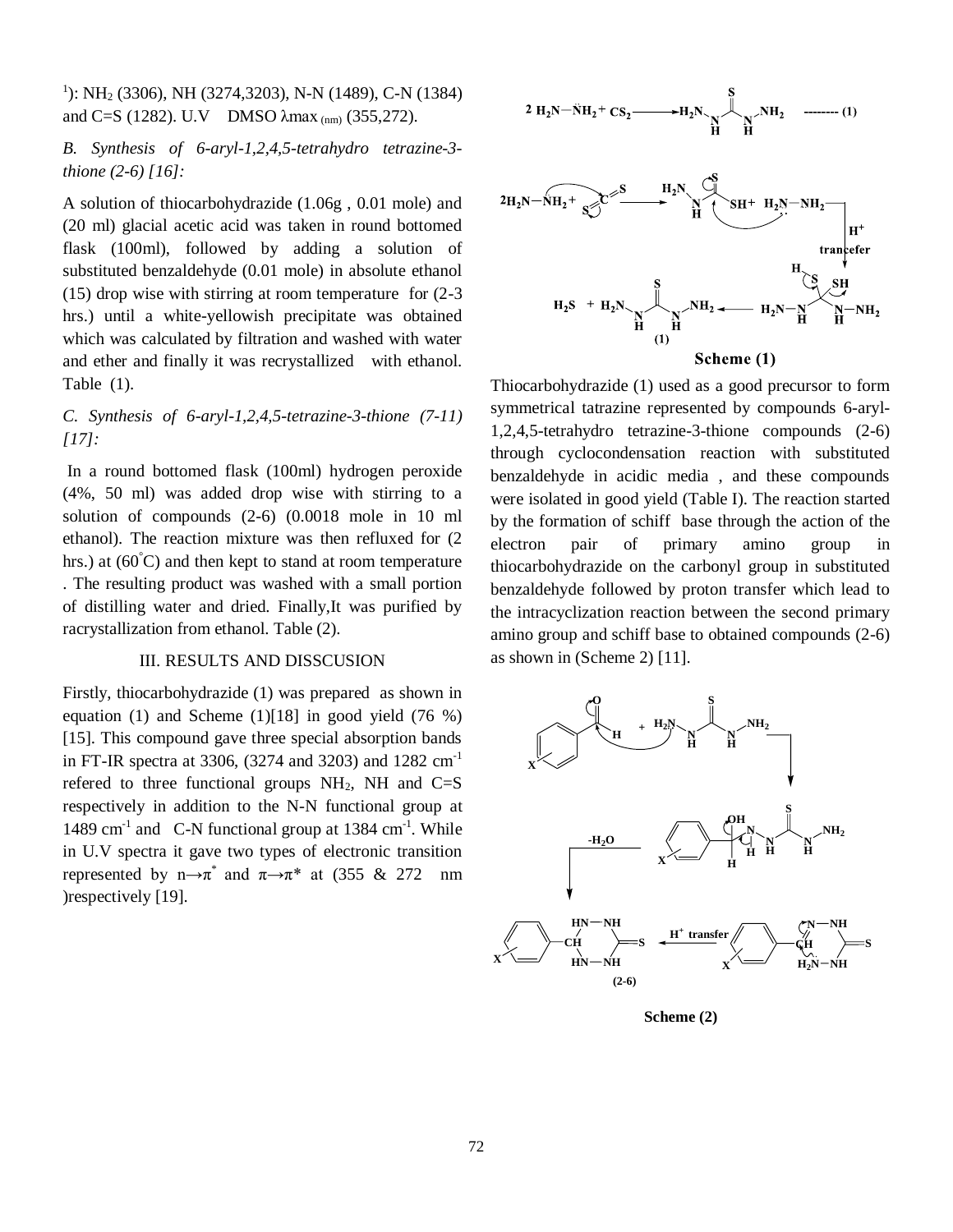[1]): $NH_2$ (3306), NH (3274,3203), N-N (1489), C-N (1384) and C=S (1282). U.V DMSO $\lambda max_{(nm)}$ (355,272).

*B. Synthesis of 6-aryl-1,2,4,5-tetrahydro tetrazine-3-thione (2-6) [16]:*

A solution of thiocarbohydrazide (1.06g , 0.01 mole) and (20 ml) glacial acetic acid was taken in round bottomed flask (100ml), followed by adding a solution of substituted benzaldehyde (0.01 mole) in absolute ethanol (15) drop wise with stirring at room temperature for (2-3 hrs.) until a white-yellowish precipitate was obtained which was calculated by filtration and washed with water and ether and finally it was recrystallized with ethanol. Table (1).

*C. Synthesis of 6-aryl-1,2,4,5-tetrazine-3-thione (7-11) [17]:*

In a round bottomed flask (100ml) hydrogen peroxide (4%, 50 ml) was added drop wise with stirring to a solution of compounds (2-6) (0.0018 mole in 10 ml ethanol). The reaction mixture was then refluxed for (2 hrs.) at (60°C) and then kept to stand at room temperature . The resulting product was washed with a small portion of distilling water and dried. Finally,It was purified by racrystallization from ethanol. Table (2).

## III. RESULTS AND DISSCUSION

Firstly, thiocarbohydrazide (1) was prepared as shown in equation (1) and Scheme (1)[18] in good yield (76 %) [15]. This compound gave three special absorption bands in FT-IR spectra at 3306, (3274 and 3203) and 1282 $cm^{-1}$ refered to three functional groups $NH_2$, NH and C=S respectively in addition to the N-N functional group at 1489 $cm^{-1}$ and C-N functional group at 1384 $cm^{-1}$. While in U.V spectra it gave two types of electronic transition represented by $n\rightarrow\pi^*$ and $\pi\rightarrow\pi^*$ at (355 & 272 nm )respectively [19].

$$2\,H_2N-\ddot{N}H_2 + CS_2 \longrightarrow H_2N-NH-C(=S)-NH-NH_2 \quad \text{-------- (1)}$$

$2H_2N-NH_2 + S=C=S \longrightarrow H_2N-NH-C(=S)-SH + H_2N-NH_2 \xrightarrow{H^+ \text{ trancefer}} H_2N-NH-C(SH)(SH)-NH-NH_2 \longrightarrow H_2S + H_2N-NH-C(=S)-NH-NH_2$ (1)

**Scheme (1)**

Thiocarbohydrazide (1) used as a good precursor to form symmetrical tatrazine represented by compounds 6-aryl-1,2,4,5-tetrahydro tetrazine-3-thione compounds (2-6) through cyclocondensation reaction with substituted benzaldehyde in acidic media , and these compounds were isolated in good yield (Table I). The reaction started by the formation of schiff base through the action of the electron pair of primary amino group in thiocarbohydrazide on the carbonyl group in substituted benzaldehyde followed by proton transfer which lead to the intracyclization reaction between the second primary amino group and schiff base to obtained compounds (2-6) as shown in (Scheme 2) [11].

**Scheme (2)**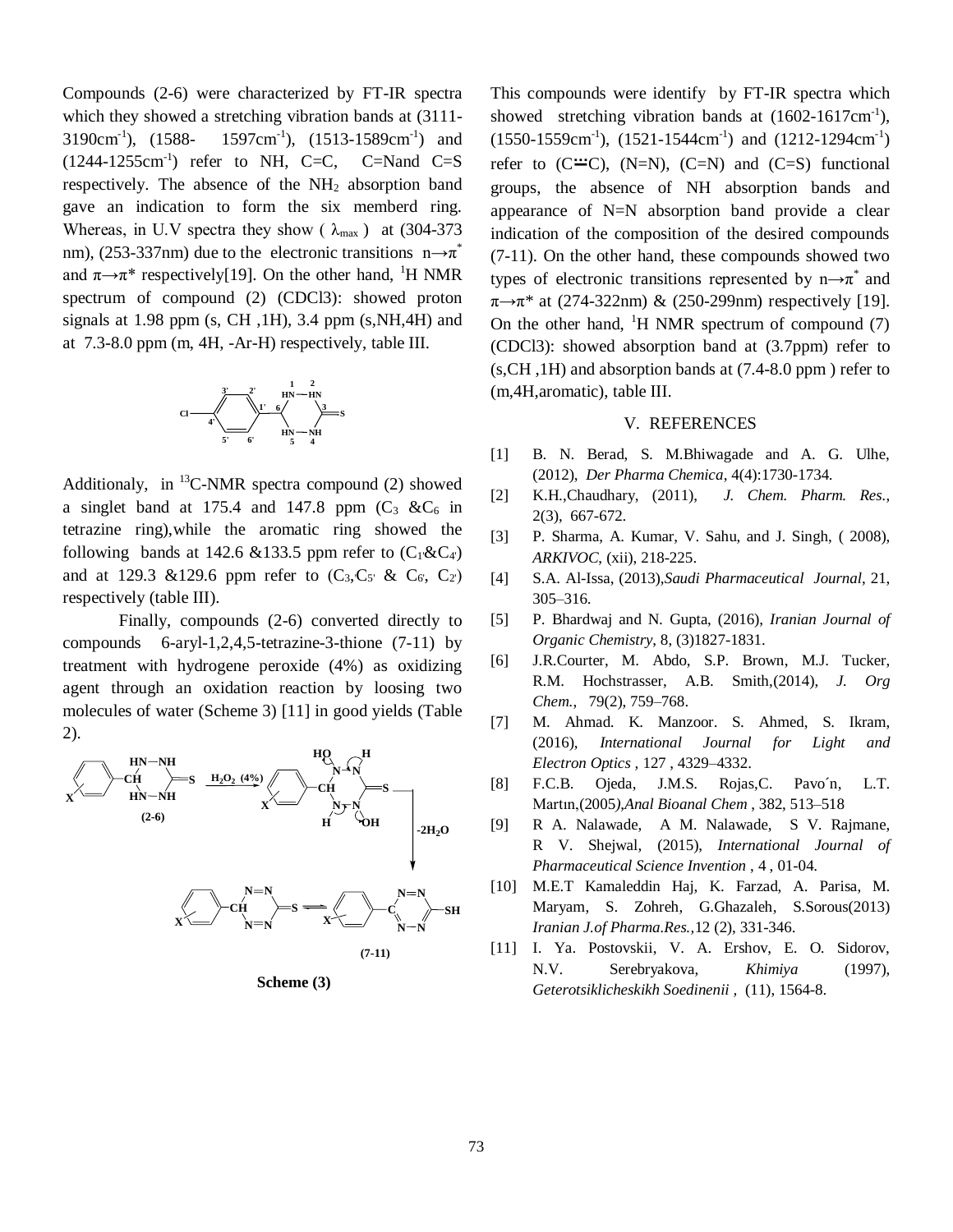Compounds (2-6) were characterized by FT-IR spectra which they showed a stretching vibration bands at (3111-3190cm$^{-1}$), (1588- 1597cm$^{-1}$), (1513-1589cm$^{-1}$) and (1244-1255cm$^{-1}$) refer to NH, C=C, C=Nand C=S respectively. The absence of the $NH_2$ absorption band gave an indication to form the six memberd ring. Whereas, in U.V spectra they show ( $\lambda_{max}$ ) at (304-373 nm), (253-337nm) due to the electronic transitions $n\rightarrow\pi^*$ and $\pi\rightarrow\pi^*$ respectively[19]. On the other hand, $^1$H NMR spectrum of compound (2) ($CDCl_3$): showed proton signals at 1.98 ppm (s, CH ,1H), 3.4 ppm (s,NH,4H) and at 7.3-8.0 ppm (m, 4H, -Ar-H) respectively, table III.

Additionaly, in $^{13}$C-NMR spectra compound (2) showed a singlet band at 175.4 and 147.8 ppm ($C_3$ &$C_6$ in tetrazine ring),while the aromatic ring showed the following bands at 142.6 &133.5 ppm refer to ($C_{1'}$&$C_{4'}$) and at 129.3 &129.6 ppm refer to ($C_3$,$C_{5'}$ & $C_{6'}$, $C_{2'}$) respectively (table III).

Finally, compounds (2-6) converted directly to compounds 6-aryl-1,2,4,5-tetrazine-3-thione (7-11) by treatment with hydrogene peroxide (4%) as oxidizing agent through an oxidation reaction by loosing two molecules of water (Scheme 3) [11] in good yields (Table 2).

Scheme (3)

This compounds were identify by FT-IR spectra which showed stretching vibration bands at (1602-1617cm$^{-1}$), (1550-1559cm$^{-1}$), (1521-1544cm$^{-1}$) and (1212-1294cm$^{-1}$) refer to (C=C), (N=N), (C=N) and (C=S) functional groups, the absence of NH absorption bands and appearance of N=N absorption band provide a clear indication of the composition of the desired compounds (7-11). On the other hand, these compounds showed two types of electronic transitions represented by $n\rightarrow\pi^*$ and $\pi\rightarrow\pi^*$ at (274-322nm) & (250-299nm) respectively [19]. On the other hand, $^1$H NMR spectrum of compound (7) ($CDCl_3$): showed absorption band at (3.7ppm) refer to (s,CH ,1H) and absorption bands at (7.4-8.0 ppm ) refer to (m,4H,aromatic), table III.

## V. REFERENCES

[1] B. N. Berad, S. M.Bhiwagade and A. G. Ulhe, (2012), *Der Pharma Chemica*, 4(4):1730-1734.

[2] K.H.,Chaudhary, (2011), *J. Chem. Pharm. Res.*, 2(3), 667-672.

[3] P. Sharma, A. Kumar, V. Sahu, and J. Singh, ( 2008), *ARKIVOC*, (xii), 218-225.

[4] S.A. Al-Issa, (2013),*Saudi Pharmaceutical Journal*, 21, 305–316.

[5] P. Bhardwaj and N. Gupta, (2016), *Iranian Journal of Organic Chemistry*, 8, (3)1827-1831.

[6] J.R.Courter, M. Abdo, S.P. Brown, M.J. Tucker, R.M. Hochstrasser, A.B. Smith,(2014), *J. Org Chem.*, 79(2), 759–768.

[7] M. Ahmad. K. Manzoor. S. Ahmed, S. Ikram, (2016), *International Journal for Light and Electron Optics* , 127 , 4329–4332.

[8] F.C.B. Ojeda, J.M.S. Rojas,C. Pavo´n, L.T. Martın,(2005*),Anal Bioanal Chem* , 382, 513–518

[9] R A. Nalawade, A M. Nalawade, S V. Rajmane, R V. Shejwal, (2015), *International Journal of Pharmaceutical Science Invention* , 4 , 01-04.

[10] M.E.T Kamaleddin Haj, K. Farzad, A. Parisa, M. Maryam, S. Zohreh, G.Ghazaleh, S.Sorous(2013) *Iranian J.of Pharma.Res.*,12 (2), 331-346.

[11] I. Ya. Postovskii, V. A. Ershov, E. O. Sidorov, N.V. Serebryakova, *Khimiya* (1997), *Geterotsiklicheskikh Soedinenii* , (11), 1564-8.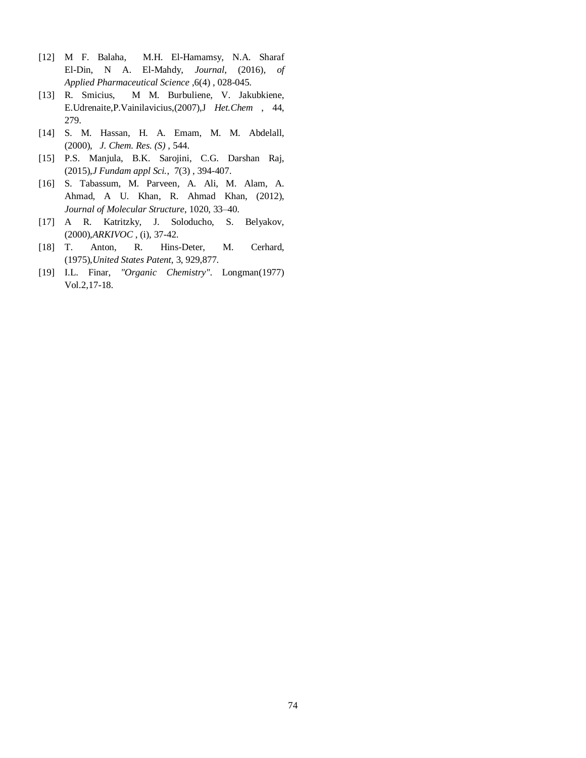[12] M F. Balaha, M.H. El-Hamamsy, N.A. Sharaf El-Din, N A. El-Mahdy, *Journal*, (2016), *of Applied Pharmaceutical Science* ,6(4) , 028-045.

[13] R. Smicius, M M. Burbuliene, V. Jakubkiene, E.Udrenaite,P.Vainilavicius,(2007),J *Het.Chem* , 44, 279.

[14] S. M. Hassan, H. A. Emam, M. M. Abdelall, (2000), *J. Chem. Res. (S)* , 544.

[15] P.S. Manjula, B.K. Sarojini, C.G. Darshan Raj, (2015),*J Fundam appl Sci.*, 7(3) , 394-407.

[16] S. Tabassum, M. Parveen, A. Ali, M. Alam, A. Ahmad, A U. Khan, R. Ahmad Khan, (2012), *Journal of Molecular Structure*, 1020, 33–40.

[17] A R. Katritzky, J. Soloducho, S. Belyakov, (2000),*ARKIVOC* , (i), 37-42.

[18] T. Anton, R. Hins-Deter, M. Cerhard, (1975),*United States Patent*, 3, 929,877.

[19] I.L. Finar, *"Organic Chemistry"*. Longman(1977) Vol.2,17-18.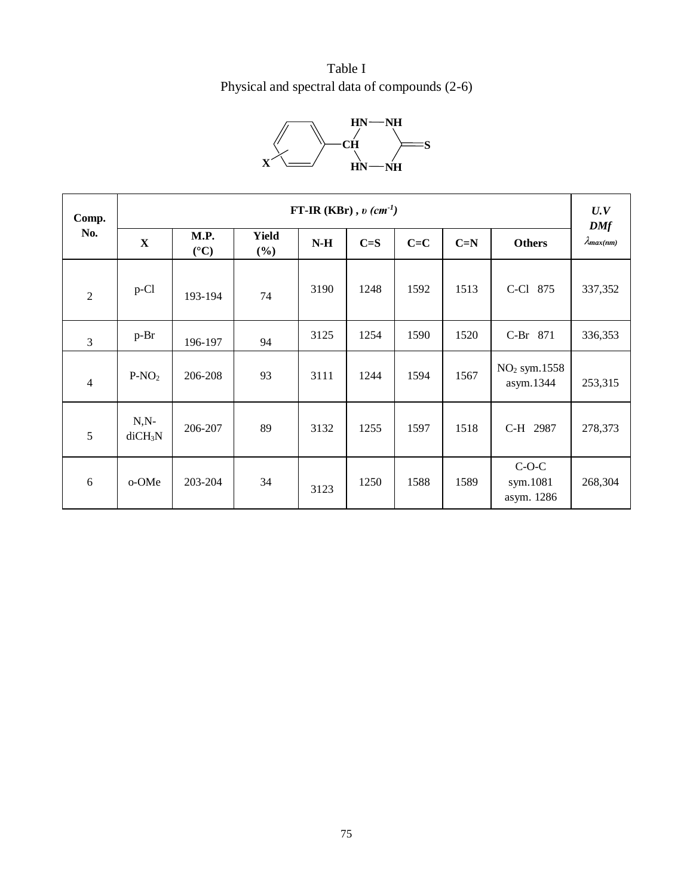Table I
Physical and spectral data of compounds (2-6)

| Comp. No. | FT-IR (KBr) , *υ (cm$^{-1}$)* | | | | | | | | U.V DMf $\lambda_{max(nm)}$ |
|---|---|---|---|---|---|---|---|---|---|
| | **X** | **M.P. (°C)** | **Yield (%)** | **N-H** | **C=S** | **C=C** | **C=N** | **Others** | |
| 2 | p-Cl | 193-194 | 74 | 3190 | 1248 | 1592 | 1513 | C-Cl 875 | 337,352 |
| 3 | p-Br | 196-197 | 94 | 3125 | 1254 | 1590 | 1520 | C-Br 871 | 336,353 |
| 4 | P-$NO_2$ | 206-208 | 93 | 3111 | 1244 | 1594 | 1567 | $NO_2$ sym.1558 asym.1344 | 253,315 |
| 5 | N,N-di$CH_3$N | 206-207 | 89 | 3132 | 1255 | 1597 | 1518 | C-H 2987 | 278,373 |
| 6 | o-OMe | 203-204 | 34 | 3123 | 1250 | 1588 | 1589 | C-O-C sym.1081 asym. 1286 | 268,304 |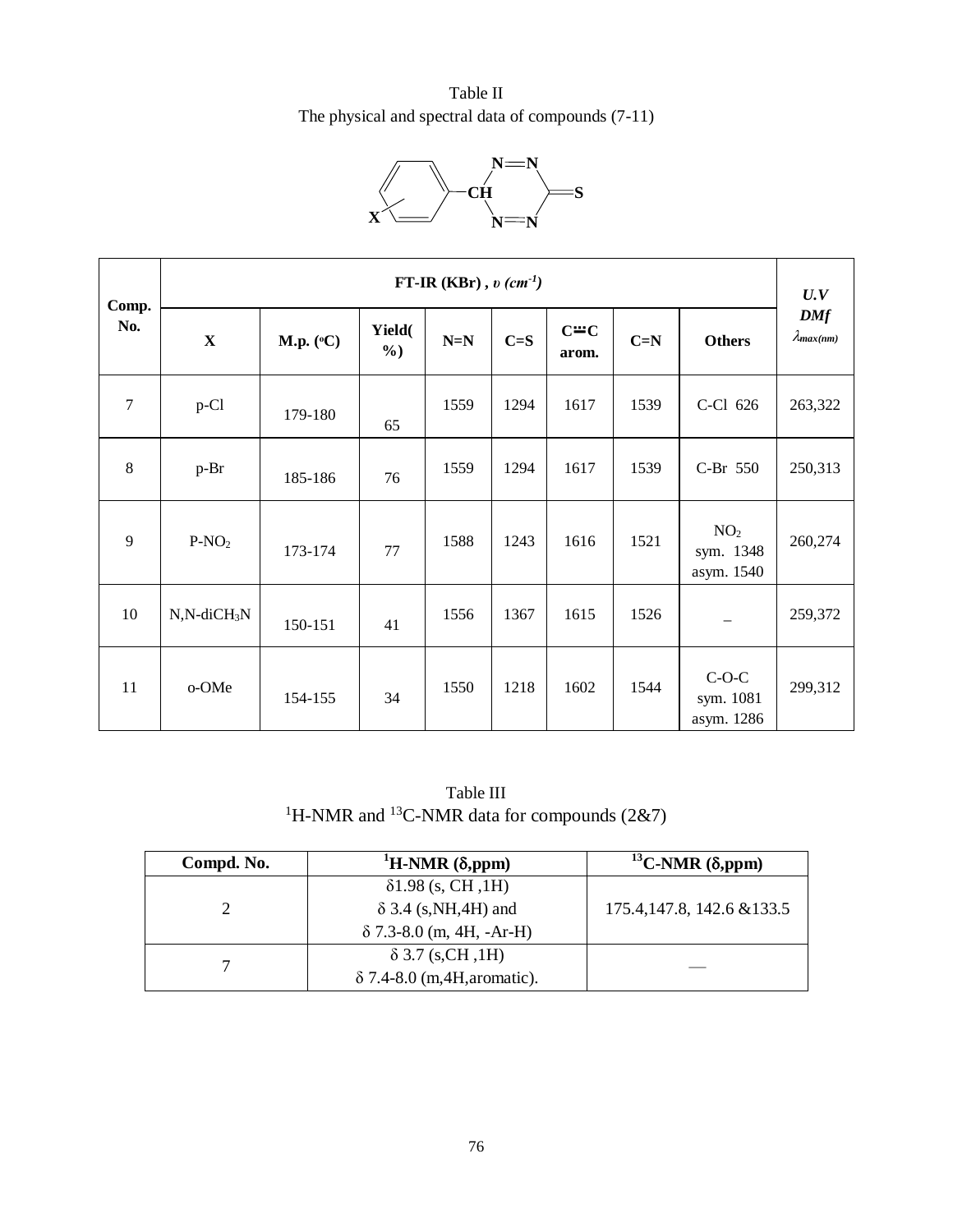Table II
The physical and spectral data of compounds (7-11)

| Comp. No. | FT-IR (KBr), $\upsilon$ ($cm^{-1}$) | | | | | | | | U.V DMf $\lambda_{max(nm)}$ |
|---|---|---|---|---|---|---|---|---|---|
| | X | M.p. (°C) | Yield(%) | N=N | C=S | C⩦C arom. | C=N | Others | |
| 7 | p-Cl | 179-180 | 65 | 1559 | 1294 | 1617 | 1539 | C-Cl 626 | 263,322 |
| 8 | p-Br | 185-186 | 76 | 1559 | 1294 | 1617 | 1539 | C-Br 550 | 250,313 |
| 9 | P-$NO_2$ | 173-174 | 77 | 1588 | 1243 | 1616 | 1521 | $NO_2$ sym. 1348 asym. 1540 | 260,274 |
| 10 | N,N-di$CH_3$N | 150-151 | 41 | 1556 | 1367 | 1615 | 1526 | – | 259,372 |
| 11 | o-OMe | 154-155 | 34 | 1550 | 1218 | 1602 | 1544 | C-O-C sym. 1081 asym. 1286 | 299,312 |

Table III
$^{1}$H-NMR and $^{13}$C-NMR data for compounds (2&7)

| Compd. No. | $^{1}$H-NMR ($\delta$,ppm) | $^{13}$C-NMR ($\delta$,ppm) |
|---|---|---|
| 2 | $\delta$1.98 (s, CH ,1H) $\delta$ 3.4 (s,NH,4H) and $\delta$ 7.3-8.0 (m, 4H, -Ar-H) | 175.4,147.8, 142.6 &133.5 |
| 7 | $\delta$ 3.7 (s,CH ,1H) $\delta$ 7.4-8.0 (m,4H,aromatic). | — |